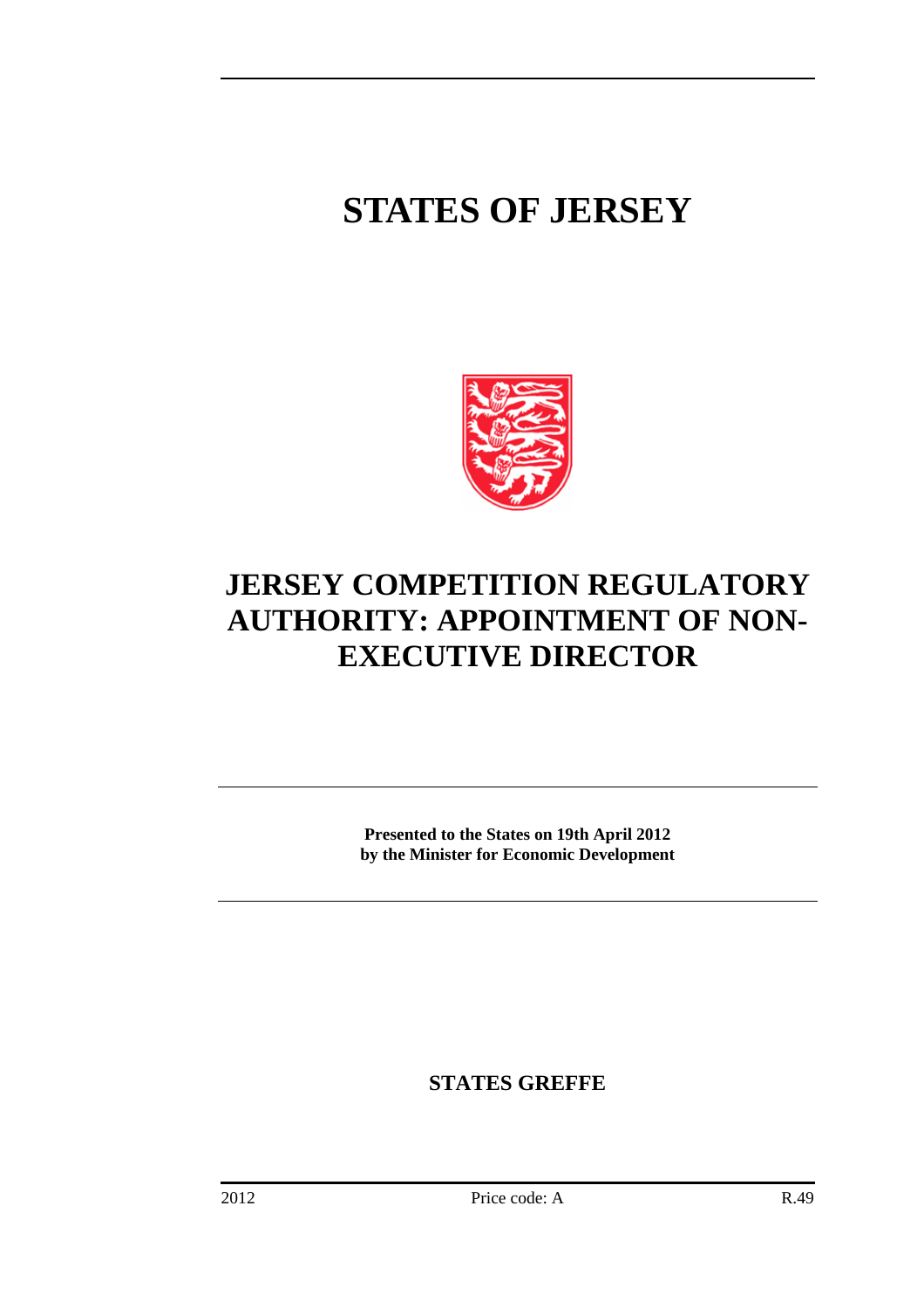# STATES OF JERSEY

# JERSEY COMPETITION REGULATORY AUTHORITY: APPOINTMENT OF NON-EXECUTIVE DIRECTOR

**Presented to the States on 19th April 2012**
**by the Minister for Economic Development**

**STATES GREFFE**

2012 Price code: A R.49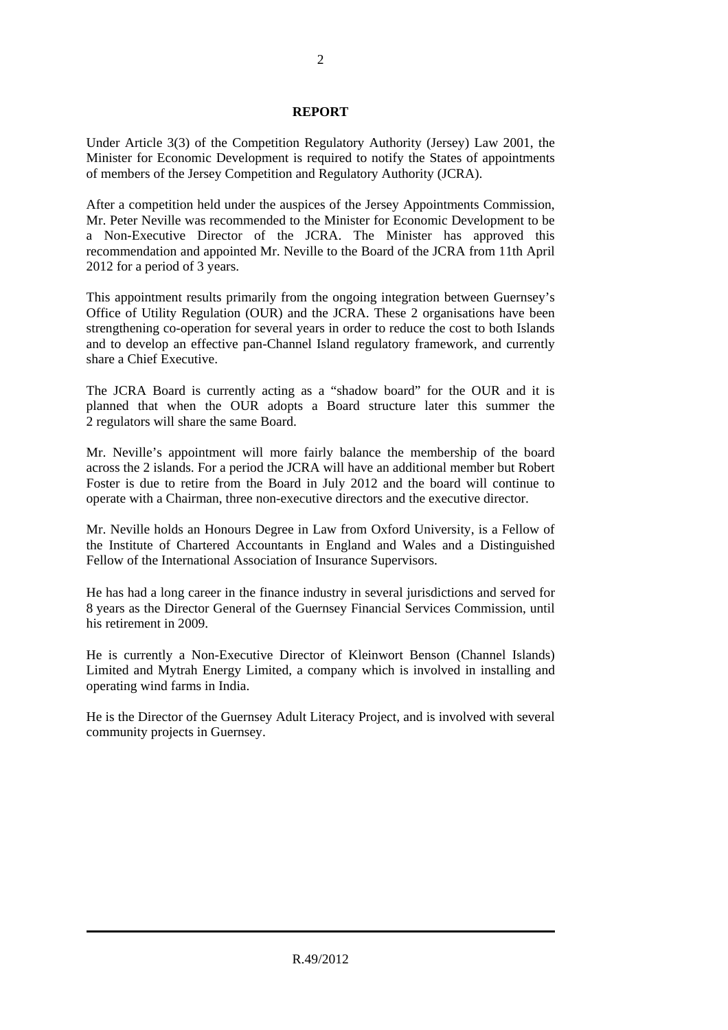# REPORT

Under Article 3(3) of the Competition Regulatory Authority (Jersey) Law 2001, the Minister for Economic Development is required to notify the States of appointments of members of the Jersey Competition and Regulatory Authority (JCRA).

After a competition held under the auspices of the Jersey Appointments Commission, Mr. Peter Neville was recommended to the Minister for Economic Development to be a Non-Executive Director of the JCRA. The Minister has approved this recommendation and appointed Mr. Neville to the Board of the JCRA from 11th April 2012 for a period of 3 years.

This appointment results primarily from the ongoing integration between Guernsey's Office of Utility Regulation (OUR) and the JCRA. These 2 organisations have been strengthening co-operation for several years in order to reduce the cost to both Islands and to develop an effective pan-Channel Island regulatory framework, and currently share a Chief Executive.

The JCRA Board is currently acting as a "shadow board" for the OUR and it is planned that when the OUR adopts a Board structure later this summer the 2 regulators will share the same Board.

Mr. Neville's appointment will more fairly balance the membership of the board across the 2 islands. For a period the JCRA will have an additional member but Robert Foster is due to retire from the Board in July 2012 and the board will continue to operate with a Chairman, three non-executive directors and the executive director.

Mr. Neville holds an Honours Degree in Law from Oxford University, is a Fellow of the Institute of Chartered Accountants in England and Wales and a Distinguished Fellow of the International Association of Insurance Supervisors.

He has had a long career in the finance industry in several jurisdictions and served for 8 years as the Director General of the Guernsey Financial Services Commission, until his retirement in 2009.

He is currently a Non-Executive Director of Kleinwort Benson (Channel Islands) Limited and Mytrah Energy Limited, a company which is involved in installing and operating wind farms in India.

He is the Director of the Guernsey Adult Literacy Project, and is involved with several community projects in Guernsey.

R.49/2012